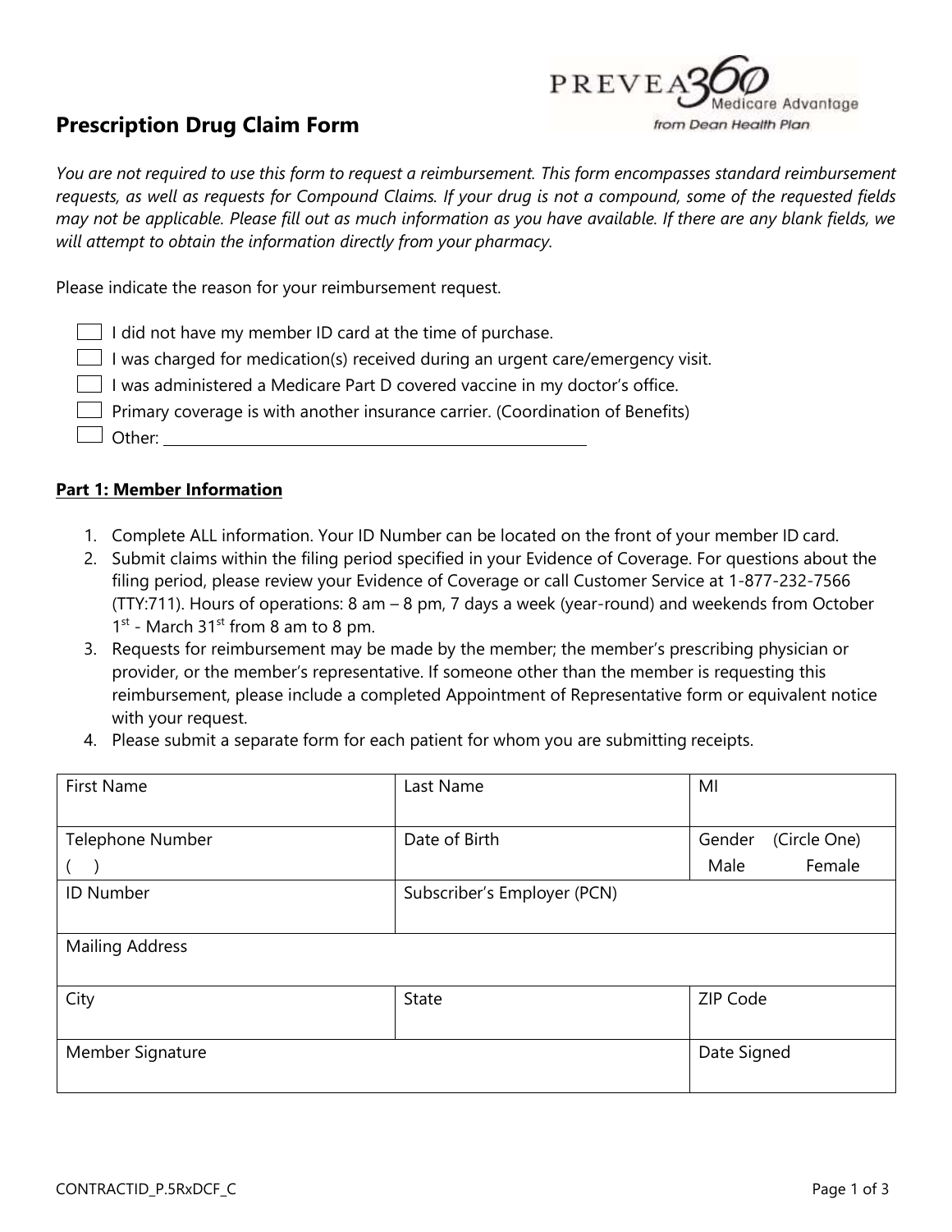# Prescription Drug Claim Form

*You are not required to use this form to request a reimbursement. This form encompasses standard reimbursement requests, as well as requests for Compound Claims. If your drug is not a compound, some of the requested fields may not be applicable. Please fill out as much information as you have available. If there are any blank fields, we will attempt to obtain the information directly from your pharmacy.*

Please indicate the reason for your reimbursement request.

- ☐ I did not have my member ID card at the time of purchase.
- ☐ I was charged for medication(s) received during an urgent care/emergency visit.
- ☐ I was administered a Medicare Part D covered vaccine in my doctor's office.
- ☐ Primary coverage is with another insurance carrier. (Coordination of Benefits)
- ☐ Other: ______________________________

**Part 1: Member Information**

1. Complete ALL information. Your ID Number can be located on the front of your member ID card.
2. Submit claims within the filing period specified in your Evidence of Coverage. For questions about the filing period, please review your Evidence of Coverage or call Customer Service at 1-877-232-7566 (TTY:711). Hours of operations: 8 am – 8 pm, 7 days a week (year-round) and weekends from October 1st - March 31st from 8 am to 8 pm.
3. Requests for reimbursement may be made by the member; the member's prescribing physician or provider, or the member's representative. If someone other than the member is requesting this reimbursement, please include a completed Appointment of Representative form or equivalent notice with your request.
4. Please submit a separate form for each patient for whom you are submitting receipts.

| First Name | Last Name | MI |
|---|---|---|
| Telephone Number<br>( ) | Date of Birth | Gender (Circle One)<br>Male Female |
| ID Number | Subscriber's Employer (PCN) | |
| Mailing Address | | |
| City | State | ZIP Code |
| Member Signature | | Date Signed |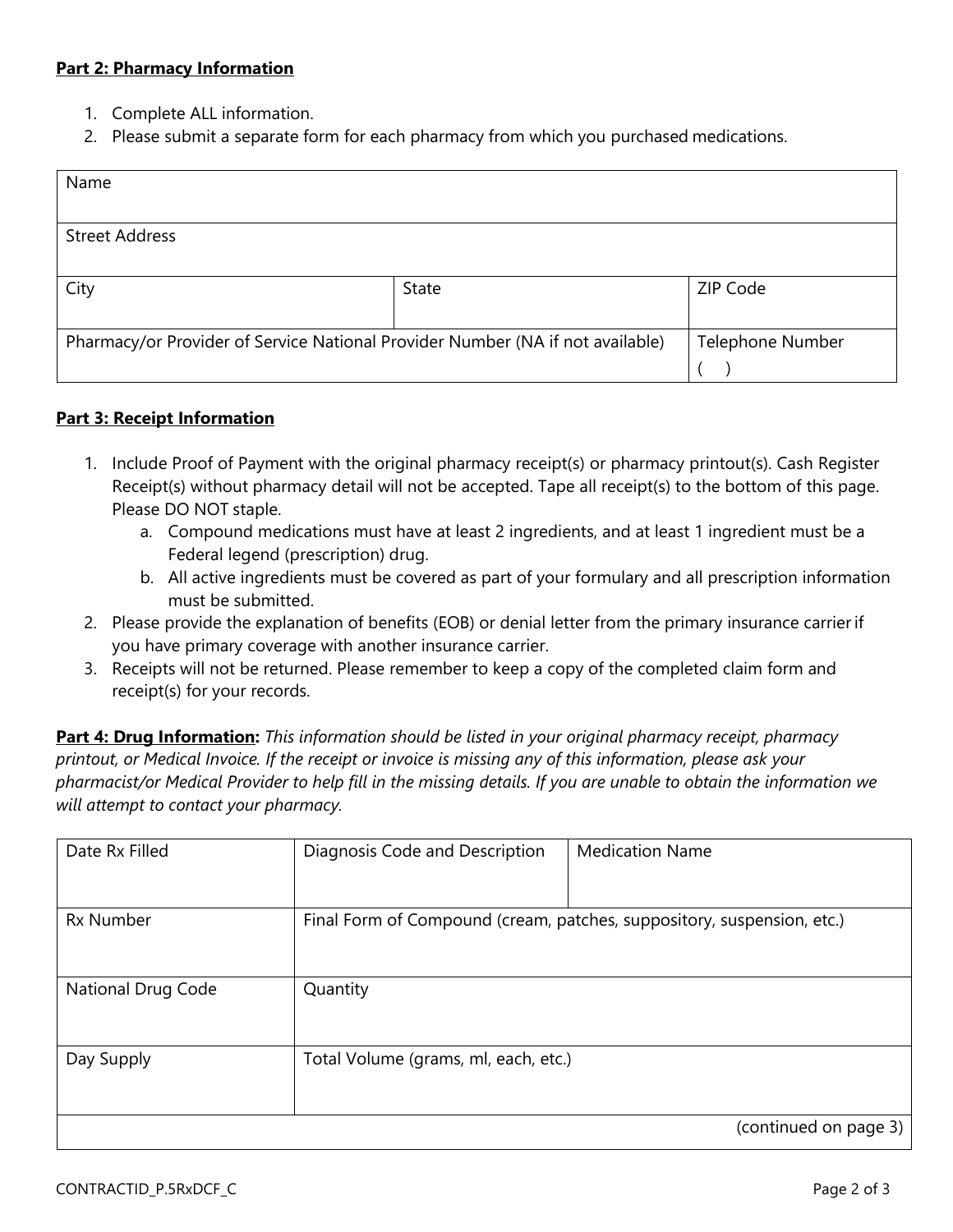**Part 2: Pharmacy Information**

1. Complete ALL information.
2. Please submit a separate form for each pharmacy from which you purchased medications.

| Name | | |
|---|---|---|
| Street Address | | |
| City | State | ZIP Code |
| Pharmacy/or Provider of Service National Provider Number (NA if not available) | | Telephone Number<br>( ) |

**Part 3: Receipt Information**

1. Include Proof of Payment with the original pharmacy receipt(s) or pharmacy printout(s). Cash Register Receipt(s) without pharmacy detail will not be accepted. Tape all receipt(s) to the bottom of this page. Please DO NOT staple.
   a. Compound medications must have at least 2 ingredients, and at least 1 ingredient must be a Federal legend (prescription) drug.
   b. All active ingredients must be covered as part of your formulary and all prescription information must be submitted.
2. Please provide the explanation of benefits (EOB) or denial letter from the primary insurance carrier if you have primary coverage with another insurance carrier.
3. Receipts will not be returned. Please remember to keep a copy of the completed claim form and receipt(s) for your records.

**Part 4: Drug Information:** *This information should be listed in your original pharmacy receipt, pharmacy printout, or Medical Invoice. If the receipt or invoice is missing any of this information, please ask your pharmacist/or Medical Provider to help fill in the missing details. If you are unable to obtain the information we will attempt to contact your pharmacy.*

| Date Rx Filled | Diagnosis Code and Description | Medication Name |
|---|---|---|
| Rx Number | Final Form of Compound (cream, patches, suppository, suspension, etc.) | |
| National Drug Code | Quantity | |
| Day Supply | Total Volume (grams, ml, each, etc.) | |
| | | (continued on page 3) |

CONTRACTID_P.5RxDCF_C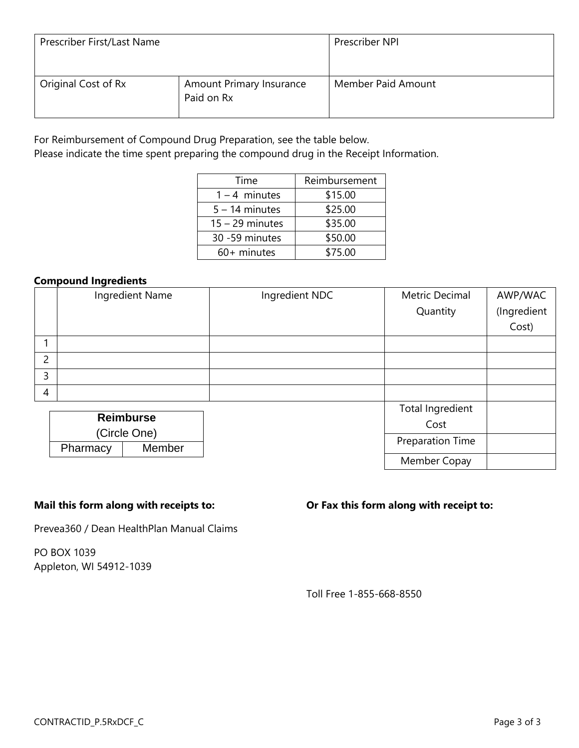| Prescriber First/Last Name | | Prescriber NPI |
|---|---|---|
| Original Cost of Rx | Amount Primary Insurance Paid on Rx | Member Paid Amount |

For Reimbursement of Compound Drug Preparation, see the table below.
Please indicate the time spent preparing the compound drug in the Receipt Information.

| Time | Reimbursement |
|---|---|
| 1 – 4 minutes | $15.00 |
| 5 – 14 minutes | $25.00 |
| 15 – 29 minutes | $35.00 |
| 30 -59 minutes | $50.00 |
| 60+ minutes | $75.00 |

**Compound Ingredients**

| | Ingredient Name | Ingredient NDC | Metric Decimal Quantity | AWP/WAC (Ingredient Cost) |
|---|---|---|---|---|
| 1 | | | | |
| 2 | | | | |
| 3 | | | | |
| 4 | | | | |
| | | | Total Ingredient Cost | |
| | | | Preparation Time | |
| | | | Member Copay | |

| **Reimburse** (Circle One) | |
|---|---|
| Pharmacy | Member |

**Mail this form along with receipts to:**

Prevea360 / Dean HealthPlan Manual Claims

PO BOX 1039
Appleton, WI 54912-1039

**Or Fax this form along with receipt to:**

Toll Free 1-855-668-8550

CONTRACTID_P.5RxDCF_C